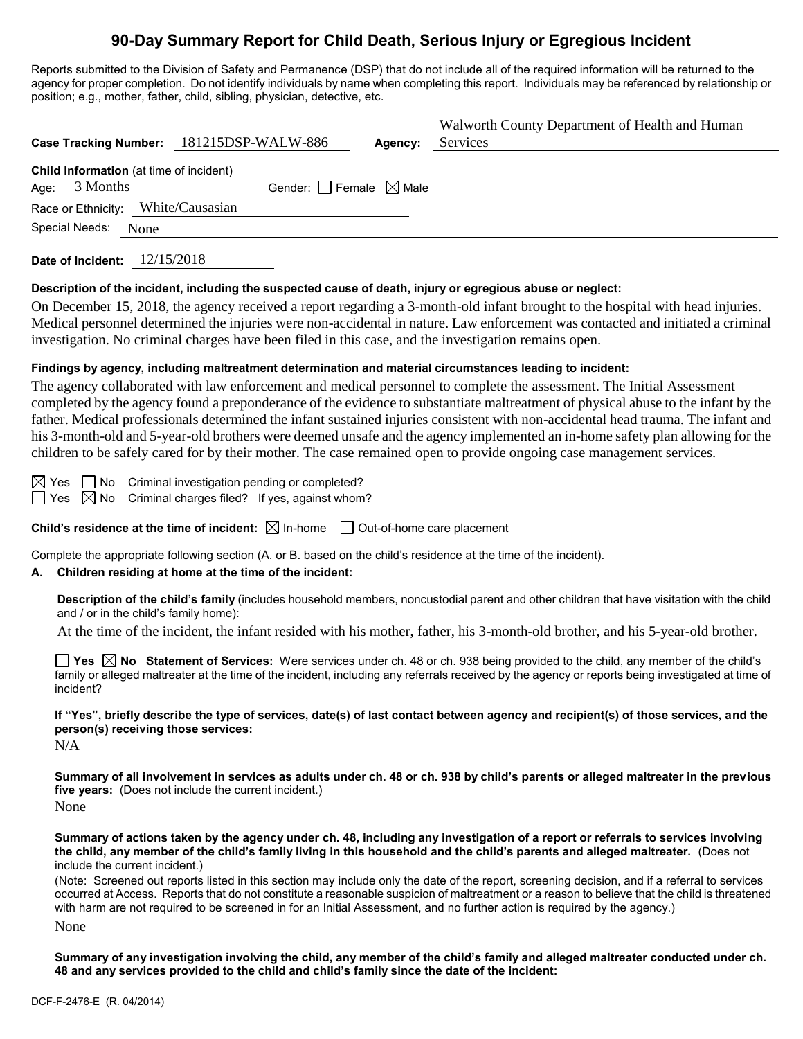# 90-Day Summary Report for Child Death, Serious Injury or Egregious Incident

Reports submitted to the Division of Safety and Permanence (DSP) that do not include all of the required information will be returned to the agency for proper completion. Do not identify individuals by name when completing this report. Individuals may be referenced by relationship or position; e.g., mother, father, child, sibling, physician, detective, etc.

**Case Tracking Number:** 181215DSP-WALW-886 **Agency:** Walworth County Department of Health and Human Services

**Child Information** (at time of incident)

Age: 3 Months Gender: ☐ Female ☒ Male

Race or Ethnicity: White/Causasian

Special Needs: None

**Date of Incident:** 12/15/2018

**Description of the incident, including the suspected cause of death, injury or egregious abuse or neglect:**

On December 15, 2018, the agency received a report regarding a 3-month-old infant brought to the hospital with head injuries. Medical personnel determined the injuries were non-accidental in nature. Law enforcement was contacted and initiated a criminal investigation. No criminal charges have been filed in this case, and the investigation remains open.

**Findings by agency, including maltreatment determination and material circumstances leading to incident:**

The agency collaborated with law enforcement and medical personnel to complete the assessment. The Initial Assessment completed by the agency found a preponderance of the evidence to substantiate maltreatment of physical abuse to the infant by the father. Medical professionals determined the infant sustained injuries consistent with non-accidental head trauma. The infant and his 3-month-old and 5-year-old brothers were deemed unsafe and the agency implemented an in-home safety plan allowing for the children to be safely cared for by their mother. The case remained open to provide ongoing case management services.

☒ Yes ☐ No Criminal investigation pending or completed?

☐ Yes ☒ No Criminal charges filed? If yes, against whom?

**Child's residence at the time of incident:** ☒ In-home ☐ Out-of-home care placement

Complete the appropriate following section (A. or B. based on the child's residence at the time of the incident).

**A. Children residing at home at the time of the incident:**

**Description of the child's family** (includes household members, noncustodial parent and other children that have visitation with the child and / or in the child's family home):

At the time of the incident, the infant resided with his mother, father, his 3-month-old brother, and his 5-year-old brother.

☐ **Yes** ☒ **No Statement of Services:** Were services under ch. 48 or ch. 938 being provided to the child, any member of the child's family or alleged maltreater at the time of the incident, including any referrals received by the agency or reports being investigated at time of incident?

**If "Yes", briefly describe the type of services, date(s) of last contact between agency and recipient(s) of those services, and the person(s) receiving those services:**

N/A

**Summary of all involvement in services as adults under ch. 48 or ch. 938 by child's parents or alleged maltreater in the previous five years:** (Does not include the current incident.)

None

**Summary of actions taken by the agency under ch. 48, including any investigation of a report or referrals to services involving the child, any member of the child's family living in this household and the child's parents and alleged maltreater.** (Does not include the current incident.)

(Note: Screened out reports listed in this section may include only the date of the report, screening decision, and if a referral to services occurred at Access. Reports that do not constitute a reasonable suspicion of maltreatment or a reason to believe that the child is threatened with harm are not required to be screened in for an Initial Assessment, and no further action is required by the agency.)

None

**Summary of any investigation involving the child, any member of the child's family and alleged maltreater conducted under ch. 48 and any services provided to the child and child's family since the date of the incident:**

DCF-F-2476-E (R. 04/2014)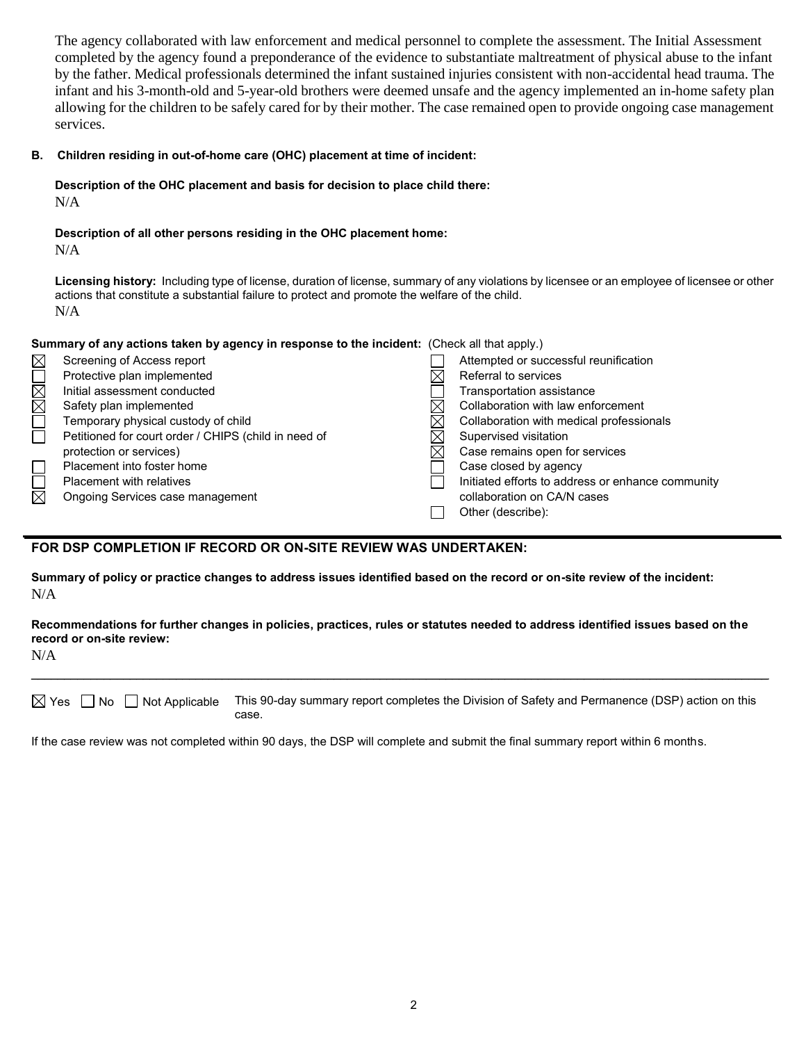The agency collaborated with law enforcement and medical personnel to complete the assessment. The Initial Assessment completed by the agency found a preponderance of the evidence to substantiate maltreatment of physical abuse to the infant by the father. Medical professionals determined the infant sustained injuries consistent with non-accidental head trauma. The infant and his 3-month-old and 5-year-old brothers were deemed unsafe and the agency implemented an in-home safety plan allowing for the children to be safely cared for by their mother. The case remained open to provide ongoing case management services.

**B. Children residing in out-of-home care (OHC) placement at time of incident:**

**Description of the OHC placement and basis for decision to place child there:**
N/A

**Description of all other persons residing in the OHC placement home:**
N/A

**Licensing history:** Including type of license, duration of license, summary of any violations by licensee or an employee of licensee or other actions that constitute a substantial failure to protect and promote the welfare of the child.
N/A

**Summary of any actions taken by agency in response to the incident:** (Check all that apply.)

- ☒ Screening of Access report
- ☐ Protective plan implemented
- ☒ Initial assessment conducted
- ☒ Safety plan implemented
- ☐ Temporary physical custody of child
- ☐ Petitioned for court order / CHIPS (child in need of protection or services)
- ☐ Placement into foster home
- ☐ Placement with relatives
- ☒ Ongoing Services case management
- ☐ Attempted or successful reunification
- ☒ Referral to services
- ☐ Transportation assistance
- ☒ Collaboration with law enforcement
- ☒ Collaboration with medical professionals
- ☒ Supervised visitation
- ☒ Case remains open for services
- ☐ Case closed by agency
- ☐ Initiated efforts to address or enhance community collaboration on CA/N cases
- ☐ Other (describe):

## FOR DSP COMPLETION IF RECORD OR ON-SITE REVIEW WAS UNDERTAKEN:

**Summary of policy or practice changes to address issues identified based on the record or on-site review of the incident:**
N/A

**Recommendations for further changes in policies, practices, rules or statutes needed to address identified issues based on the record or on-site review:**
N/A

---

☒ Yes ☐ No ☐ Not Applicable This 90-day summary report completes the Division of Safety and Permanence (DSP) action on this case.

If the case review was not completed within 90 days, the DSP will complete and submit the final summary report within 6 months.